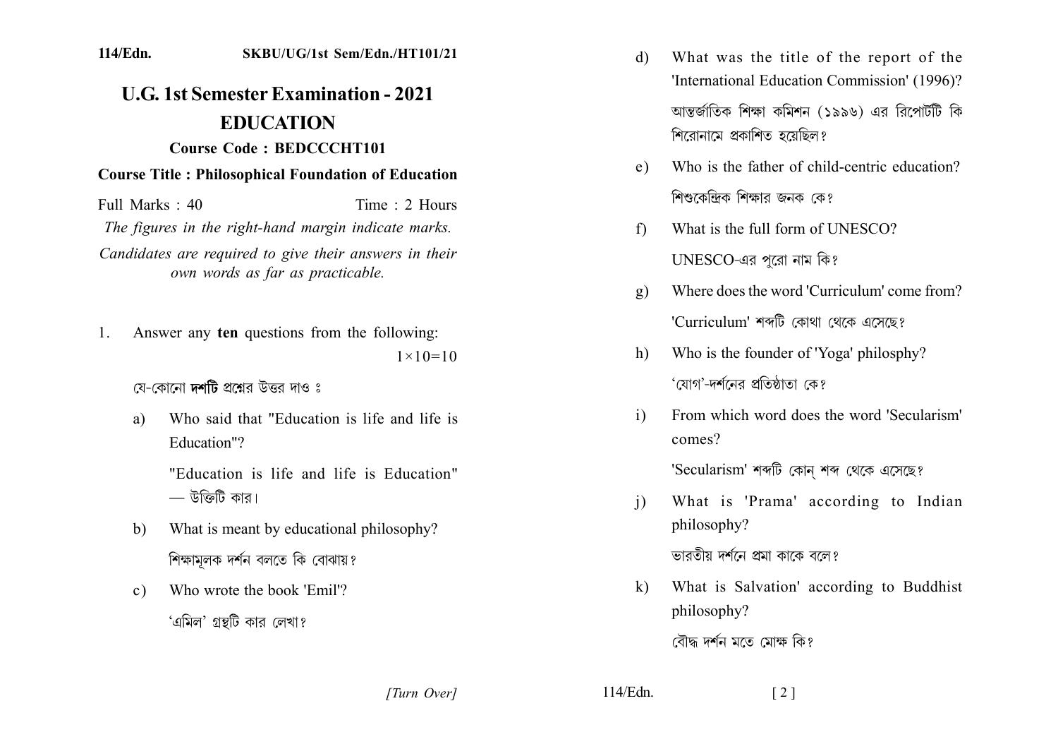114/Edn. SKBU/UG/1st Sem/Edn./HT101/21

# U.G. 1st Semester Examination - 2021

## EDUCATION

**Course Code : BEDCCCHT101**

**Course Title : Philosophical Foundation of Education**

Full Marks : 40 Time : 2 Hours

*The figures in the right-hand margin indicate marks.*

*Candidates are required to give their answers in their own words as far as practicable.*

1. Answer any **ten** questions from the following: 1×10=10

   যে-কোনো **দশটি** প্রশ্নের উত্তর দাও ঃ

   a) Who said that "Education is life and life is Education"?

      "Education is life and life is Education" — উক্তিটি কার।

   b) What is meant by educational philosophy?

      শিক্ষামূলক দর্শন বলতে কি বোঝায়?

   c) Who wrote the book 'Emil'?

      'এমিল' গ্রন্থটি কার লেখা?

   d) What was the title of the report of the 'International Education Commission' (1996)?

      আন্তর্জাতিক শিক্ষা কমিশন (১৯৯৬) এর রিপোর্টটি কি শিরোনামে প্রকাশিত হয়েছিল?

   e) Who is the father of child-centric education?

      শিশুকেন্দ্রিক শিক্ষার জনক কে?

   f) What is the full form of UNESCO?

      UNESCO-এর পুরো নাম কি?

   g) Where does the word 'Curriculum' come from?

      'Curriculum' শব্দটি কোথা থেকে এসেছে?

   h) Who is the founder of 'Yoga' philosphy?

      'যোগ'-দর্শনের প্রতিষ্ঠাতা কে?

   i) From which word does the word 'Secularism' comes?

      'Secularism' শব্দটি কোন্ শব্দ থেকে এসেছে?

   j) What is 'Prama' according to Indian philosophy?

      ভারতীয় দর্শনে প্রমা কাকে বলে?

   k) What is Salvation' according to Buddhist philosophy?

      বৌদ্ধ দর্শন মতে মোক্ষ কি?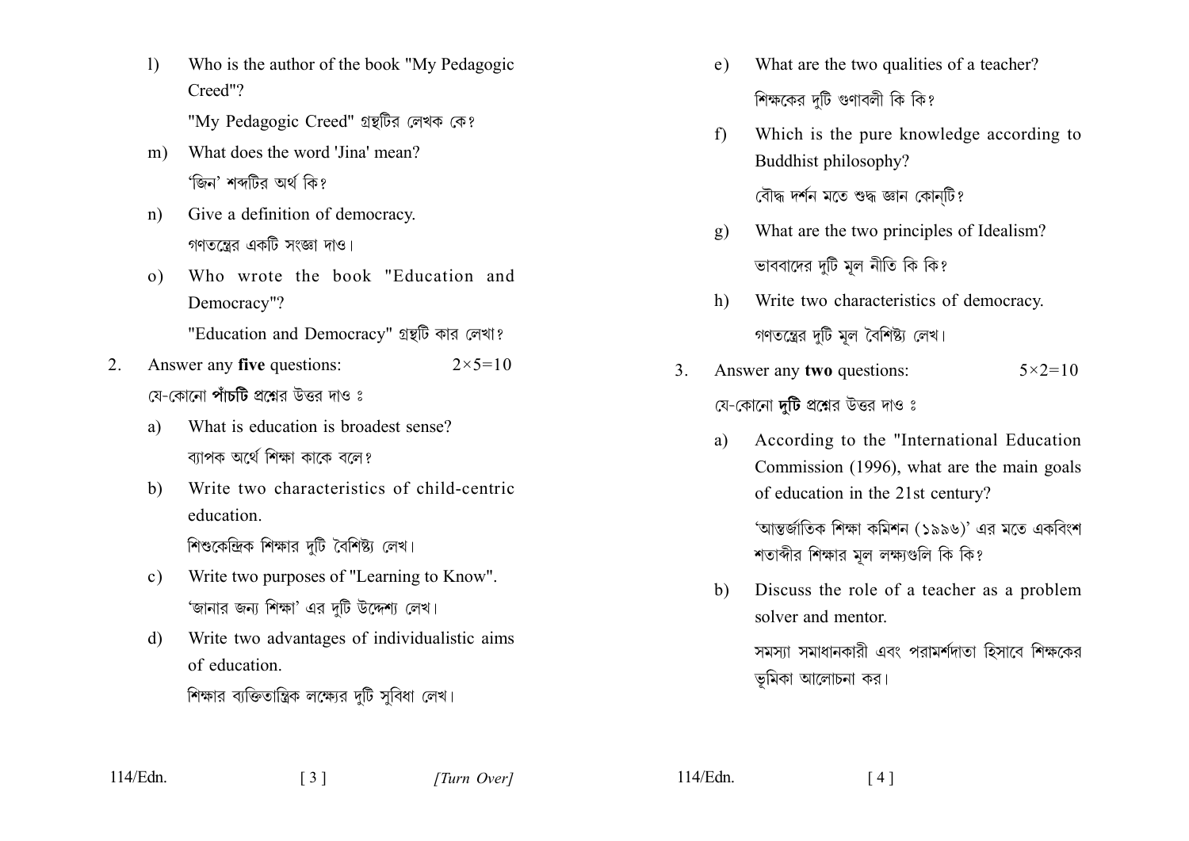l) Who is the author of the book "My Pedagogic Creed"?

"My Pedagogic Creed" গ্রন্থটির লেখক কে?

m) What does the word 'Jina' mean?

'জিন' শব্দটির অর্থ কি?

n) Give a definition of democracy.

গণতন্ত্রের একটি সংজ্ঞা দাও।

o) Who wrote the book "Education and Democracy"?

"Education and Democracy" গ্রন্থটি কার লেখা?

2. Answer any **five** questions: 2×5=10

যে-কোনো **পাঁচটি** প্রশ্নের উত্তর দাও ঃ

a) What is education is broadest sense?

ব্যাপক অর্থে শিক্ষা কাকে বলে?

b) Write two characteristics of child-centric education.

শিশুকেন্দ্রিক শিক্ষার দুটি বৈশিষ্ট্য লেখ।

c) Write two purposes of "Learning to Know".

'জানার জন্য শিক্ষা' এর দুটি উদ্দেশ্য লেখ।

d) Write two advantages of individualistic aims of education.

শিক্ষার ব্যক্তিতান্ত্রিক লক্ষ্যের দুটি সুবিধা লেখ।

e) What are the two qualities of a teacher?

শিক্ষকের দুটি গুণাবলী কি কি?

f) Which is the pure knowledge according to Buddhist philosophy?

বৌদ্ধ দর্শন মতে শুদ্ধ জ্ঞান কোন্‌টি?

g) What are the two principles of Idealism?

ভাববাদের দুটি মূল নীতি কি কি?

h) Write two characteristics of democracy.

গণতন্ত্রের দুটি মূল বৈশিষ্ট্য লেখ।

3. Answer any **two** questions: 5×2=10

যে-কোনো **দুটি** প্রশ্নের উত্তর দাও ঃ

a) According to the "International Education Commission (1996), what are the main goals of education in the 21st century?

'আন্তর্জাতিক শিক্ষা কমিশন (১৯৯৬)' এর মতে একবিংশ শতাব্দীর শিক্ষার মূল লক্ষ্যগুলি কি কি?

b) Discuss the role of a teacher as a problem solver and mentor.

সমস্যা সমাধানকারী এবং পরামর্শদাতা হিসাবে শিক্ষকের ভূমিকা আলোচনা কর।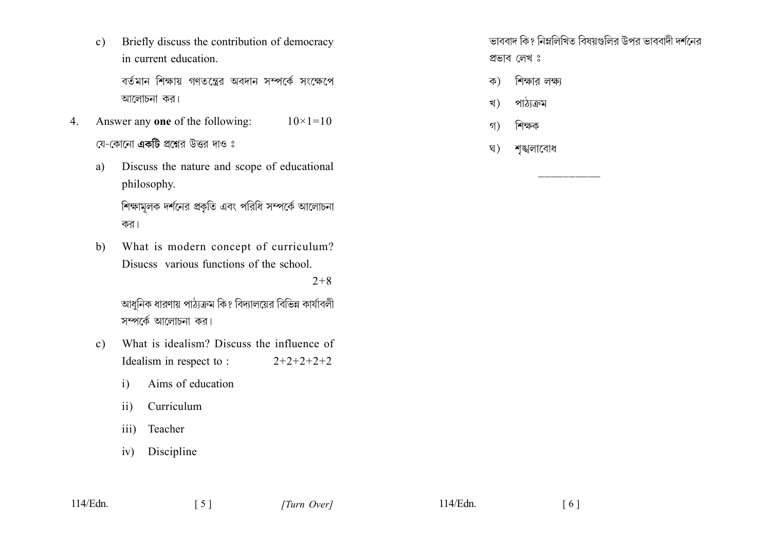c) Briefly discuss the contribution of democracy in current education.

বর্তমান শিক্ষায় গণতন্ত্রের অবদান সম্পর্কে সংক্ষেপে আলোচনা কর।

4. Answer any **one** of the following: $10\times1=10$

যে-কোনো **একটি** প্রশ্নের উত্তর দাও ঃ

a) Discuss the nature and scope of educational philosophy.

শিক্ষামূলক দর্শনের প্রকৃতি এবং পরিধি সম্পর্কে আলোচনা কর।

b) What is modern concept of curriculum? Disucss various functions of the school. $2+8$

আধুনিক ধারণায় পাঠ্যক্রম কি? বিদ্যালয়ের বিভিন্ন কার্যাবলী সম্পর্কে আলোচনা কর।

c) What is idealism? Discuss the influence of Idealism in respect to : $2+2+2+2+2$

i) Aims of education

ii) Curriculum

iii) Teacher

iv) Discipline

ভাববাদ কি? নিম্নলিখিত বিষয়গুলির উপর ভাববাদী দর্শনের প্রভাব লেখ ঃ

ক) শিক্ষার লক্ষ্য

খ) পাঠ্যক্রম

গ) শিক্ষক

ঘ) শৃঙ্খলাবোধ

---